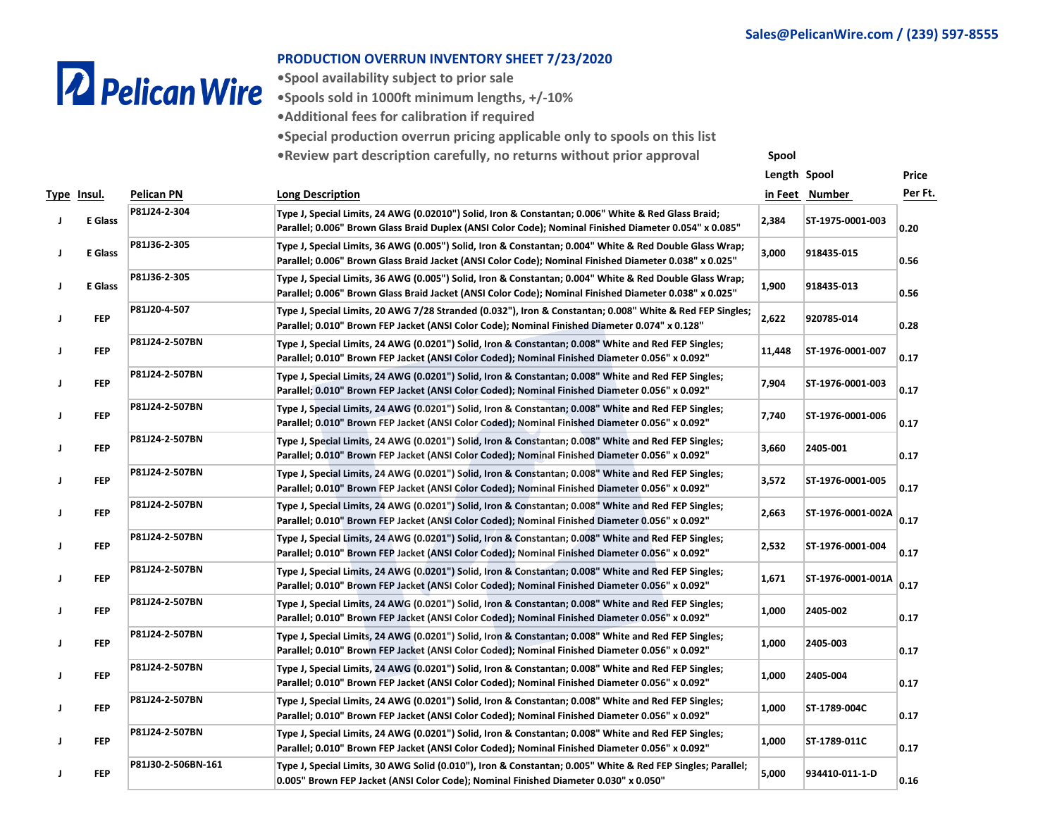Sales@PelicanWire.com / (239) 597-8555

Pelican Wire

## PRODUCTION OVERRUN INVENTORY SHEET 7/23/2020

- Spool availability subject to prior sale
- Spools sold in 1000ft minimum lengths, +/-10%
- Additional fees for calibration if required
- Special production overrun pricing applicable only to spools on this list
- Review part description carefully, no returns without prior approval

| Type | Insul. | Pelican PN | Long Description | Spool Length in Feet | Spool Number | Price Per Ft. |
|---|---|---|---|---|---|---|
| J | E Glass | P81J24-2-304 | Type J, Special Limits, 24 AWG (0.02010") Solid, Iron & Constantan; 0.006" White & Red Glass Braid; Parallel; 0.006" Brown Glass Braid Duplex (ANSI Color Code); Nominal Finished Diameter 0.054" x 0.085" | 2,384 | ST-1975-0001-003 | 0.20 |
| J | E Glass | P81J36-2-305 | Type J, Special Limits, 36 AWG (0.005") Solid, Iron & Constantan; 0.004" White & Red Double Glass Wrap; Parallel; 0.006" Brown Glass Braid Jacket (ANSI Color Code); Nominal Finished Diameter 0.038" x 0.025" | 3,000 | 918435-015 | 0.56 |
| J | E Glass | P81J36-2-305 | Type J, Special Limits, 36 AWG (0.005") Solid, Iron & Constantan; 0.004" White & Red Double Glass Wrap; Parallel; 0.006" Brown Glass Braid Jacket (ANSI Color Code); Nominal Finished Diameter 0.038" x 0.025" | 1,900 | 918435-013 | 0.56 |
| J | FEP | P81J20-4-507 | Type J, Special Limits, 20 AWG 7/28 Stranded (0.032"), Iron & Constantan; 0.008" White & Red FEP Singles; Parallel; 0.010" Brown FEP Jacket (ANSI Color Code); Nominal Finished Diameter 0.074" x 0.128" | 2,622 | 920785-014 | 0.28 |
| J | FEP | P81J24-2-507BN | Type J, Special Limits, 24 AWG (0.0201") Solid, Iron & Constantan; 0.008" White and Red FEP Singles; Parallel; 0.010" Brown FEP Jacket (ANSI Color Coded); Nominal Finished Diameter 0.056" x 0.092" | 11,448 | ST-1976-0001-007 | 0.17 |
| J | FEP | P81J24-2-507BN | Type J, Special Limits, 24 AWG (0.0201") Solid, Iron & Constantan; 0.008" White and Red FEP Singles; Parallel; 0.010" Brown FEP Jacket (ANSI Color Coded); Nominal Finished Diameter 0.056" x 0.092" | 7,904 | ST-1976-0001-003 | 0.17 |
| J | FEP | P81J24-2-507BN | Type J, Special Limits, 24 AWG (0.0201") Solid, Iron & Constantan; 0.008" White and Red FEP Singles; Parallel; 0.010" Brown FEP Jacket (ANSI Color Coded); Nominal Finished Diameter 0.056" x 0.092" | 7,740 | ST-1976-0001-006 | 0.17 |
| J | FEP | P81J24-2-507BN | Type J, Special Limits, 24 AWG (0.0201") Solid, Iron & Constantan; 0.008" White and Red FEP Singles; Parallel; 0.010" Brown FEP Jacket (ANSI Color Coded); Nominal Finished Diameter 0.056" x 0.092" | 3,660 | 2405-001 | 0.17 |
| J | FEP | P81J24-2-507BN | Type J, Special Limits, 24 AWG (0.0201") Solid, Iron & Constantan; 0.008" White and Red FEP Singles; Parallel; 0.010" Brown FEP Jacket (ANSI Color Coded); Nominal Finished Diameter 0.056" x 0.092" | 3,572 | ST-1976-0001-005 | 0.17 |
| J | FEP | P81J24-2-507BN | Type J, Special Limits, 24 AWG (0.0201") Solid, Iron & Constantan; 0.008" White and Red FEP Singles; Parallel; 0.010" Brown FEP Jacket (ANSI Color Coded); Nominal Finished Diameter 0.056" x 0.092" | 2,663 | ST-1976-0001-002A | 0.17 |
| J | FEP | P81J24-2-507BN | Type J, Special Limits, 24 AWG (0.0201") Solid, Iron & Constantan; 0.008" White and Red FEP Singles; Parallel; 0.010" Brown FEP Jacket (ANSI Color Coded); Nominal Finished Diameter 0.056" x 0.092" | 2,532 | ST-1976-0001-004 | 0.17 |
| J | FEP | P81J24-2-507BN | Type J, Special Limits, 24 AWG (0.0201") Solid, Iron & Constantan; 0.008" White and Red FEP Singles; Parallel; 0.010" Brown FEP Jacket (ANSI Color Coded); Nominal Finished Diameter 0.056" x 0.092" | 1,671 | ST-1976-0001-001A | 0.17 |
| J | FEP | P81J24-2-507BN | Type J, Special Limits, 24 AWG (0.0201") Solid, Iron & Constantan; 0.008" White and Red FEP Singles; Parallel; 0.010" Brown FEP Jacket (ANSI Color Coded); Nominal Finished Diameter 0.056" x 0.092" | 1,000 | 2405-002 | 0.17 |
| J | FEP | P81J24-2-507BN | Type J, Special Limits, 24 AWG (0.0201") Solid, Iron & Constantan; 0.008" White and Red FEP Singles; Parallel; 0.010" Brown FEP Jacket (ANSI Color Coded); Nominal Finished Diameter 0.056" x 0.092" | 1,000 | 2405-003 | 0.17 |
| J | FEP | P81J24-2-507BN | Type J, Special Limits, 24 AWG (0.0201") Solid, Iron & Constantan; 0.008" White and Red FEP Singles; Parallel; 0.010" Brown FEP Jacket (ANSI Color Coded); Nominal Finished Diameter 0.056" x 0.092" | 1,000 | 2405-004 | 0.17 |
| J | FEP | P81J24-2-507BN | Type J, Special Limits, 24 AWG (0.0201") Solid, Iron & Constantan; 0.008" White and Red FEP Singles; Parallel; 0.010" Brown FEP Jacket (ANSI Color Coded); Nominal Finished Diameter 0.056" x 0.092" | 1,000 | ST-1789-004C | 0.17 |
| J | FEP | P81J24-2-507BN | Type J, Special Limits, 24 AWG (0.0201") Solid, Iron & Constantan; 0.008" White and Red FEP Singles; Parallel; 0.010" Brown FEP Jacket (ANSI Color Coded); Nominal Finished Diameter 0.056" x 0.092" | 1,000 | ST-1789-011C | 0.17 |
| J | FEP | P81J30-2-506BN-161 | Type J, Special Limits, 30 AWG Solid (0.010"), Iron & Constantan; 0.005" White & Red FEP Singles; Parallel; 0.005" Brown FEP Jacket (ANSI Color Code); Nominal Finished Diameter 0.030" x 0.050" | 5,000 | 934410-011-1-D | 0.16 |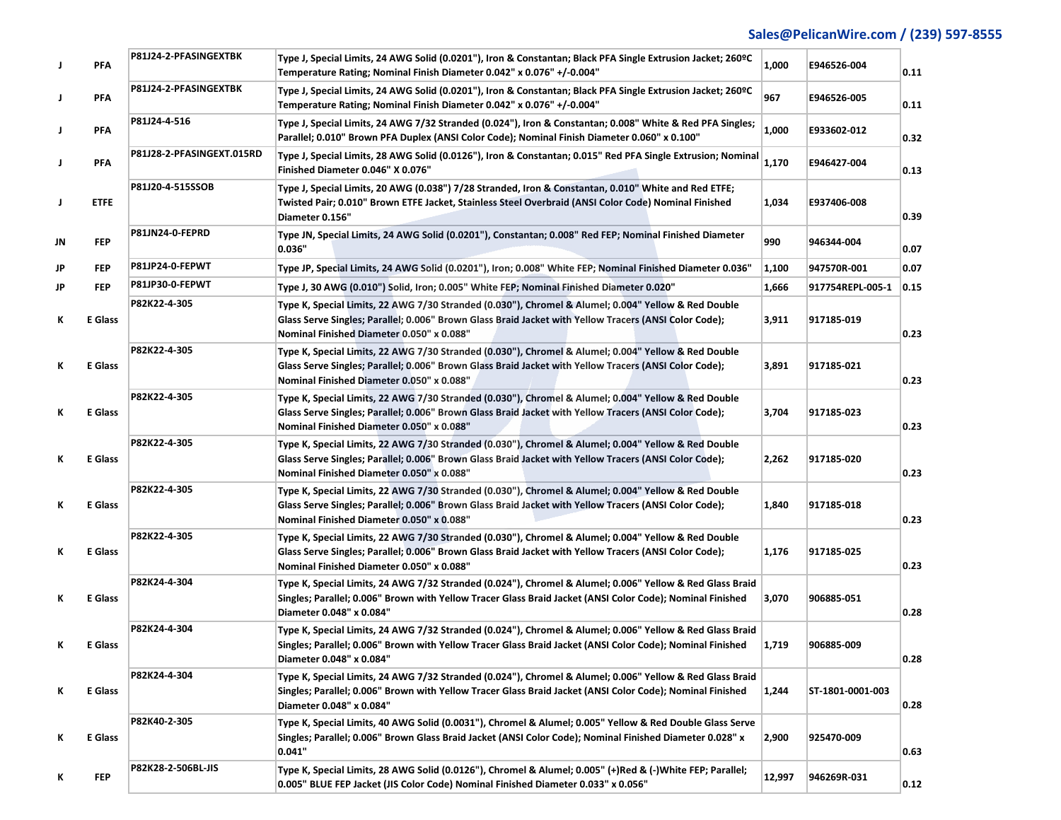| | | | | | | |
|---|---|---|---|---|---|---|
| J | PFA | P81J24-2-PFASINGEXTBK | Type J, Special Limits, 24 AWG Solid (0.0201"), Iron & Constantan; Black PFA Single Extrusion Jacket; 260ºC Temperature Rating; Nominal Finish Diameter 0.042" x 0.076" +/-0.004" | 1,000 | E946526-004 | 0.11 |
| J | PFA | P81J24-2-PFASINGEXTBK | Type J, Special Limits, 24 AWG Solid (0.0201"), Iron & Constantan; Black PFA Single Extrusion Jacket; 260ºC Temperature Rating; Nominal Finish Diameter 0.042" x 0.076" +/-0.004" | 967 | E946526-005 | 0.11 |
| J | PFA | P81J24-4-516 | Type J, Special Limits, 24 AWG 7/32 Stranded (0.024"), Iron & Constantan; 0.008" White & Red PFA Singles; Parallel; 0.010" Brown PFA Duplex (ANSI Color Code); Nominal Finish Diameter 0.060" x 0.100" | 1,000 | E933602-012 | 0.32 |
| J | PFA | P81J28-2-PFASINGEXT.015RD | Type J, Special Limits, 28 AWG Solid (0.0126"), Iron & Constantan; 0.015" Red PFA Single Extrusion; Nominal Finished Diameter 0.046" X 0.076" | 1,170 | E946427-004 | 0.13 |
| J | ETFE | P81J20-4-515SSOB | Type J, Special Limits, 20 AWG (0.038") 7/28 Stranded, Iron & Constantan, 0.010" White and Red ETFE; Twisted Pair; 0.010" Brown ETFE Jacket, Stainless Steel Overbraid (ANSI Color Code) Nominal Finished Diameter 0.156" | 1,034 | E937406-008 | 0.39 |
| JN | FEP | P81JN24-0-FEPRD | Type JN, Special Limits, 24 AWG Solid (0.0201"), Constantan; 0.008" Red FEP; Nominal Finished Diameter 0.036" | 990 | 946344-004 | 0.07 |
| JP | FEP | P81JP24-0-FEPWT | Type JP, Special Limits, 24 AWG Solid (0.0201"), Iron; 0.008" White FEP; Nominal Finished Diameter 0.036" | 1,100 | 947570R-001 | 0.07 |
| JP | FEP | P81JP30-0-FEPWT | Type J, 30 AWG (0.010") Solid, Iron; 0.005" White FEP; Nominal Finished Diameter 0.020" | 1,666 | 917754REPL-005-1 | 0.15 |
| K | E Glass | P82K22-4-305 | Type K, Special Limits, 22 AWG 7/30 Stranded (0.030"), Chromel & Alumel; 0.004" Yellow & Red Double Glass Serve Singles; Parallel; 0.006" Brown Glass Braid Jacket with Yellow Tracers (ANSI Color Code); Nominal Finished Diameter 0.050" x 0.088" | 3,911 | 917185-019 | 0.23 |
| K | E Glass | P82K22-4-305 | Type K, Special Limits, 22 AWG 7/30 Stranded (0.030"), Chromel & Alumel; 0.004" Yellow & Red Double Glass Serve Singles; Parallel; 0.006" Brown Glass Braid Jacket with Yellow Tracers (ANSI Color Code); Nominal Finished Diameter 0.050" x 0.088" | 3,891 | 917185-021 | 0.23 |
| K | E Glass | P82K22-4-305 | Type K, Special Limits, 22 AWG 7/30 Stranded (0.030"), Chromel & Alumel; 0.004" Yellow & Red Double Glass Serve Singles; Parallel; 0.006" Brown Glass Braid Jacket with Yellow Tracers (ANSI Color Code); Nominal Finished Diameter 0.050" x 0.088" | 3,704 | 917185-023 | 0.23 |
| K | E Glass | P82K22-4-305 | Type K, Special Limits, 22 AWG 7/30 Stranded (0.030"), Chromel & Alumel; 0.004" Yellow & Red Double Glass Serve Singles; Parallel; 0.006" Brown Glass Braid Jacket with Yellow Tracers (ANSI Color Code); Nominal Finished Diameter 0.050" x 0.088" | 2,262 | 917185-020 | 0.23 |
| K | E Glass | P82K22-4-305 | Type K, Special Limits, 22 AWG 7/30 Stranded (0.030"), Chromel & Alumel; 0.004" Yellow & Red Double Glass Serve Singles; Parallel; 0.006" Brown Glass Braid Jacket with Yellow Tracers (ANSI Color Code); Nominal Finished Diameter 0.050" x 0.088" | 1,840 | 917185-018 | 0.23 |
| K | E Glass | P82K22-4-305 | Type K, Special Limits, 22 AWG 7/30 Stranded (0.030"), Chromel & Alumel; 0.004" Yellow & Red Double Glass Serve Singles; Parallel; 0.006" Brown Glass Braid Jacket with Yellow Tracers (ANSI Color Code); Nominal Finished Diameter 0.050" x 0.088" | 1,176 | 917185-025 | 0.23 |
| K | E Glass | P82K24-4-304 | Type K, Special Limits, 24 AWG 7/32 Stranded (0.024"), Chromel & Alumel; 0.006" Yellow & Red Glass Braid Singles; Parallel; 0.006" Brown with Yellow Tracer Glass Braid Jacket (ANSI Color Code); Nominal Finished Diameter 0.048" x 0.084" | 3,070 | 906885-051 | 0.28 |
| K | E Glass | P82K24-4-304 | Type K, Special Limits, 24 AWG 7/32 Stranded (0.024"), Chromel & Alumel; 0.006" Yellow & Red Glass Braid Singles; Parallel; 0.006" Brown with Yellow Tracer Glass Braid Jacket (ANSI Color Code); Nominal Finished Diameter 0.048" x 0.084" | 1,719 | 906885-009 | 0.28 |
| K | E Glass | P82K24-4-304 | Type K, Special Limits, 24 AWG 7/32 Stranded (0.024"), Chromel & Alumel; 0.006" Yellow & Red Glass Braid Singles; Parallel; 0.006" Brown with Yellow Tracer Glass Braid Jacket (ANSI Color Code); Nominal Finished Diameter 0.048" x 0.084" | 1,244 | ST-1801-0001-003 | 0.28 |
| K | E Glass | P82K40-2-305 | Type K, Special Limits, 40 AWG Solid (0.0031"), Chromel & Alumel; 0.005" Yellow & Red Double Glass Serve Singles; Parallel; 0.006" Brown Glass Braid Jacket (ANSI Color Code); Nominal Finished Diameter 0.028" x 0.041" | 2,900 | 925470-009 | 0.63 |
| K | FEP | P82K28-2-506BL-JIS | Type K, Special Limits, 28 AWG Solid (0.0126"), Chromel & Alumel; 0.005" (+)Red & (-)White FEP; Parallel; 0.005" BLUE FEP Jacket (JIS Color Code) Nominal Finished Diameter 0.033" x 0.056" | 12,997 | 946269R-031 | 0.12 |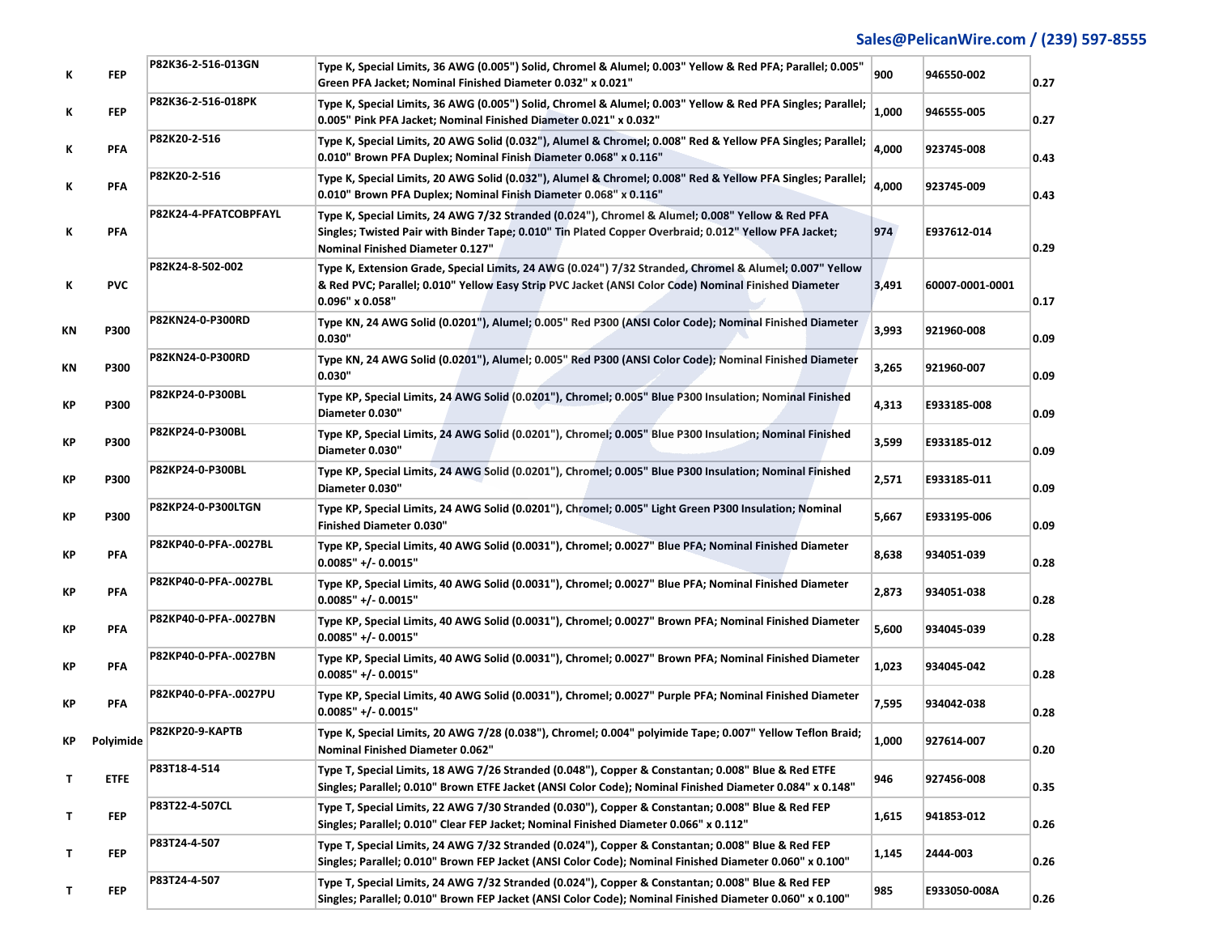| K | FEP | P82K36-2-516-013GN | Type K, Special Limits, 36 AWG (0.005") Solid, Chromel & Alumel; 0.003" Yellow & Red PFA; Parallel; 0.005" Green PFA Jacket; Nominal Finished Diameter 0.032" x 0.021" | 900 | 946550-002 | 0.27 |
|---|---|---|---|---|---|---|
| K | FEP | P82K36-2-516-018PK | Type K, Special Limits, 36 AWG (0.005") Solid, Chromel & Alumel; 0.003" Yellow & Red PFA Singles; Parallel; 0.005" Pink PFA Jacket; Nominal Finished Diameter 0.021" x 0.032" | 1,000 | 946555-005 | 0.27 |
| K | PFA | P82K20-2-516 | Type K, Special Limits, 20 AWG Solid (0.032"), Alumel & Chromel; 0.008" Red & Yellow PFA Singles; Parallel; 0.010" Brown PFA Duplex; Nominal Finish Diameter 0.068" x 0.116" | 4,000 | 923745-008 | 0.43 |
| K | PFA | P82K20-2-516 | Type K, Special Limits, 20 AWG Solid (0.032"), Alumel & Chromel; 0.008" Red & Yellow PFA Singles; Parallel; 0.010" Brown PFA Duplex; Nominal Finish Diameter 0.068" x 0.116" | 4,000 | 923745-009 | 0.43 |
| K | PFA | P82K24-4-PFATCOBPFAYL | Type K, Special Limits, 24 AWG 7/32 Stranded (0.024"), Chromel & Alumel; 0.008" Yellow & Red PFA Singles; Twisted Pair with Binder Tape; 0.010" Tin Plated Copper Overbraid; 0.012" Yellow PFA Jacket; Nominal Finished Diameter 0.127" | 974 | E937612-014 | 0.29 |
| K | PVC | P82K24-8-502-002 | Type K, Extension Grade, Special Limits, 24 AWG (0.024") 7/32 Stranded, Chromel & Alumel; 0.007" Yellow & Red PVC; Parallel; 0.010" Yellow Easy Strip PVC Jacket (ANSI Color Code) Nominal Finished Diameter 0.096" x 0.058" | 3,491 | 60007-0001-0001 | 0.17 |
| KN | P300 | P82KN24-0-P300RD | Type KN, 24 AWG Solid (0.0201"), Alumel; 0.005" Red P300 (ANSI Color Code); Nominal Finished Diameter 0.030" | 3,993 | 921960-008 | 0.09 |
| KN | P300 | P82KN24-0-P300RD | Type KN, 24 AWG Solid (0.0201"), Alumel; 0.005" Red P300 (ANSI Color Code); Nominal Finished Diameter 0.030" | 3,265 | 921960-007 | 0.09 |
| KP | P300 | P82KP24-0-P300BL | Type KP, Special Limits, 24 AWG Solid (0.0201"), Chromel; 0.005" Blue P300 Insulation; Nominal Finished Diameter 0.030" | 4,313 | E933185-008 | 0.09 |
| KP | P300 | P82KP24-0-P300BL | Type KP, Special Limits, 24 AWG Solid (0.0201"), Chromel; 0.005" Blue P300 Insulation; Nominal Finished Diameter 0.030" | 3,599 | E933185-012 | 0.09 |
| KP | P300 | P82KP24-0-P300BL | Type KP, Special Limits, 24 AWG Solid (0.0201"), Chromel; 0.005" Blue P300 Insulation; Nominal Finished Diameter 0.030" | 2,571 | E933185-011 | 0.09 |
| KP | P300 | P82KP24-0-P300LTGN | Type KP, Special Limits, 24 AWG Solid (0.0201"), Chromel; 0.005" Light Green P300 Insulation; Nominal Finished Diameter 0.030" | 5,667 | E933195-006 | 0.09 |
| KP | PFA | P82KP40-0-PFA-.0027BL | Type KP, Special Limits, 40 AWG Solid (0.0031"), Chromel; 0.0027" Blue PFA; Nominal Finished Diameter 0.0085" +/- 0.0015" | 8,638 | 934051-039 | 0.28 |
| KP | PFA | P82KP40-0-PFA-.0027BL | Type KP, Special Limits, 40 AWG Solid (0.0031"), Chromel; 0.0027" Blue PFA; Nominal Finished Diameter 0.0085" +/- 0.0015" | 2,873 | 934051-038 | 0.28 |
| KP | PFA | P82KP40-0-PFA-.0027BN | Type KP, Special Limits, 40 AWG Solid (0.0031"), Chromel; 0.0027" Brown PFA; Nominal Finished Diameter 0.0085" +/- 0.0015" | 5,600 | 934045-039 | 0.28 |
| KP | PFA | P82KP40-0-PFA-.0027BN | Type KP, Special Limits, 40 AWG Solid (0.0031"), Chromel; 0.0027" Brown PFA; Nominal Finished Diameter 0.0085" +/- 0.0015" | 1,023 | 934045-042 | 0.28 |
| KP | PFA | P82KP40-0-PFA-.0027PU | Type KP, Special Limits, 40 AWG Solid (0.0031"), Chromel; 0.0027" Purple PFA; Nominal Finished Diameter 0.0085" +/- 0.0015" | 7,595 | 934042-038 | 0.28 |
| KP | Polyimide | P82KP20-9-KAPTB | Type K, Special Limits, 20 AWG 7/28 (0.038"), Chromel; 0.004" polyimide Tape; 0.007" Yellow Teflon Braid; Nominal Finished Diameter 0.062" | 1,000 | 927614-007 | 0.20 |
| T | ETFE | P83T18-4-514 | Type T, Special Limits, 18 AWG 7/26 Stranded (0.048"), Copper & Constantan; 0.008" Blue & Red ETFE Singles; Parallel; 0.010" Brown ETFE Jacket (ANSI Color Code); Nominal Finished Diameter 0.084" x 0.148" | 946 | 927456-008 | 0.35 |
| T | FEP | P83T22-4-507CL | Type T, Special Limits, 22 AWG 7/30 Stranded (0.030"), Copper & Constantan; 0.008" Blue & Red FEP Singles; Parallel; 0.010" Clear FEP Jacket; Nominal Finished Diameter 0.066" x 0.112" | 1,615 | 941853-012 | 0.26 |
| T | FEP | P83T24-4-507 | Type T, Special Limits, 24 AWG 7/32 Stranded (0.024"), Copper & Constantan; 0.008" Blue & Red FEP Singles; Parallel; 0.010" Brown FEP Jacket (ANSI Color Code); Nominal Finished Diameter 0.060" x 0.100" | 1,145 | 2444-003 | 0.26 |
| T | FEP | P83T24-4-507 | Type T, Special Limits, 24 AWG 7/32 Stranded (0.024"), Copper & Constantan; 0.008" Blue & Red FEP Singles; Parallel; 0.010" Brown FEP Jacket (ANSI Color Code); Nominal Finished Diameter 0.060" x 0.100" | 985 | E933050-008A | 0.26 |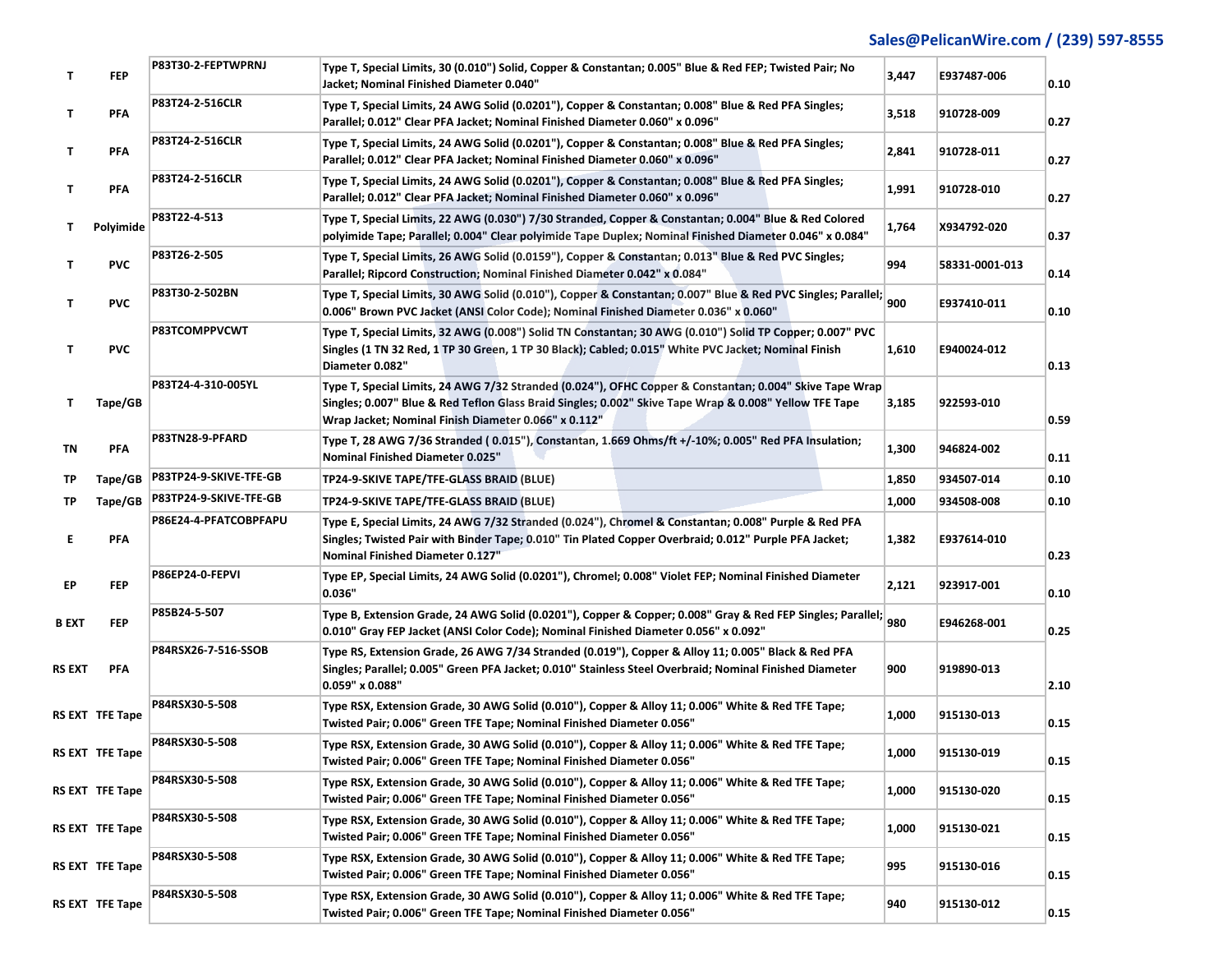| | | | | | | |
|---|---|---|---|---|---|---|
| T | FEP | P83T30-2-FEPTWPRNJ | Type T, Special Limits, 30 (0.010") Solid, Copper & Constantan; 0.005" Blue & Red FEP; Twisted Pair; No Jacket; Nominal Finished Diameter 0.040" | 3,447 | E937487-006 | 0.10 |
| T | PFA | P83T24-2-516CLR | Type T, Special Limits, 24 AWG Solid (0.0201"), Copper & Constantan; 0.008" Blue & Red PFA Singles; Parallel; 0.012" Clear PFA Jacket; Nominal Finished Diameter 0.060" x 0.096" | 3,518 | 910728-009 | 0.27 |
| T | PFA | P83T24-2-516CLR | Type T, Special Limits, 24 AWG Solid (0.0201"), Copper & Constantan; 0.008" Blue & Red PFA Singles; Parallel; 0.012" Clear PFA Jacket; Nominal Finished Diameter 0.060" x 0.096" | 2,841 | 910728-011 | 0.27 |
| T | PFA | P83T24-2-516CLR | Type T, Special Limits, 24 AWG Solid (0.0201"), Copper & Constantan; 0.008" Blue & Red PFA Singles; Parallel; 0.012" Clear PFA Jacket; Nominal Finished Diameter 0.060" x 0.096" | 1,991 | 910728-010 | 0.27 |
| T | Polyimide | P83T22-4-513 | Type T, Special Limits, 22 AWG (0.030") 7/30 Stranded, Copper & Constantan; 0.004" Blue & Red Colored polyimide Tape; Parallel; 0.004" Clear polyimide Tape Duplex; Nominal Finished Diameter 0.046" x 0.084" | 1,764 | X934792-020 | 0.37 |
| T | PVC | P83T26-2-505 | Type T, Special Limits, 26 AWG Solid (0.0159"), Copper & Constantan; 0.013" Blue & Red PVC Singles; Parallel; Ripcord Construction; Nominal Finished Diameter 0.042" x 0.084" | 994 | 58331-0001-013 | 0.14 |
| T | PVC | P83T30-2-502BN | Type T, Special Limits, 30 AWG Solid (0.010"), Copper & Constantan; 0.007" Blue & Red PVC Singles; Parallel; 0.006" Brown PVC Jacket (ANSI Color Code); Nominal Finished Diameter 0.036" x 0.060" | 900 | E937410-011 | 0.10 |
| T | PVC | P83TCOMPPVCWT | Type T, Special Limits, 32 AWG (0.008") Solid TN Constantan; 30 AWG (0.010") Solid TP Copper; 0.007" PVC Singles (1 TN 32 Red, 1 TP 30 Green, 1 TP 30 Black); Cabled; 0.015" White PVC Jacket; Nominal Finish Diameter 0.082" | 1,610 | E940024-012 | 0.13 |
| T | Tape/GB | P83T24-4-310-005YL | Type T, Special Limits, 24 AWG 7/32 Stranded (0.024"), OFHC Copper & Constantan; 0.004" Skive Tape Wrap Singles; 0.007" Blue & Red Teflon Glass Braid Singles; 0.002" Skive Tape Wrap & 0.008" Yellow TFE Tape Wrap Jacket; Nominal Finish Diameter 0.066" x 0.112" | 3,185 | 922593-010 | 0.59 |
| TN | PFA | P83TN28-9-PFARD | Type T, 28 AWG 7/36 Stranded ( 0.015"), Constantan, 1.669 Ohms/ft +/-10%; 0.005" Red PFA Insulation; Nominal Finished Diameter 0.025" | 1,300 | 946824-002 | 0.11 |
| TP | Tape/GB | P83TP24-9-SKIVE-TFE-GB | TP24-9-SKIVE TAPE/TFE-GLASS BRAID (BLUE) | 1,850 | 934507-014 | 0.10 |
| TP | Tape/GB | P83TP24-9-SKIVE-TFE-GB | TP24-9-SKIVE TAPE/TFE-GLASS BRAID (BLUE) | 1,000 | 934508-008 | 0.10 |
| E | PFA | P86E24-4-PFATCOBPFAPU | Type E, Special Limits, 24 AWG 7/32 Stranded (0.024"), Chromel & Constantan; 0.008" Purple & Red PFA Singles; Twisted Pair with Binder Tape; 0.010" Tin Plated Copper Overbraid; 0.012" Purple PFA Jacket; Nominal Finished Diameter 0.127" | 1,382 | E937614-010 | 0.23 |
| EP | FEP | P86EP24-0-FEPVI | Type EP, Special Limits, 24 AWG Solid (0.0201"), Chromel; 0.008" Violet FEP; Nominal Finished Diameter 0.036" | 2,121 | 923917-001 | 0.10 |
| B EXT | FEP | P85B24-5-507 | Type B, Extension Grade, 24 AWG Solid (0.0201"), Copper & Copper; 0.008" Gray & Red FEP Singles; Parallel; 0.010" Gray FEP Jacket (ANSI Color Code); Nominal Finished Diameter 0.056" x 0.092" | 980 | E946268-001 | 0.25 |
| RS EXT | PFA | P84RSX26-7-516-SSOB | Type RS, Extension Grade, 26 AWG 7/34 Stranded (0.019"), Copper & Alloy 11; 0.005" Black & Red PFA Singles; Parallel; 0.005" Green PFA Jacket; 0.010" Stainless Steel Overbraid; Nominal Finished Diameter 0.059" x 0.088" | 900 | 919890-013 | 2.10 |
| RS EXT | TFE Tape | P84RSX30-5-508 | Type RSX, Extension Grade, 30 AWG Solid (0.010"), Copper & Alloy 11; 0.006" White & Red TFE Tape; Twisted Pair; 0.006" Green TFE Tape; Nominal Finished Diameter 0.056" | 1,000 | 915130-013 | 0.15 |
| RS EXT | TFE Tape | P84RSX30-5-508 | Type RSX, Extension Grade, 30 AWG Solid (0.010"), Copper & Alloy 11; 0.006" White & Red TFE Tape; Twisted Pair; 0.006" Green TFE Tape; Nominal Finished Diameter 0.056" | 1,000 | 915130-019 | 0.15 |
| RS EXT | TFE Tape | P84RSX30-5-508 | Type RSX, Extension Grade, 30 AWG Solid (0.010"), Copper & Alloy 11; 0.006" White & Red TFE Tape; Twisted Pair; 0.006" Green TFE Tape; Nominal Finished Diameter 0.056" | 1,000 | 915130-020 | 0.15 |
| RS EXT | TFE Tape | P84RSX30-5-508 | Type RSX, Extension Grade, 30 AWG Solid (0.010"), Copper & Alloy 11; 0.006" White & Red TFE Tape; Twisted Pair; 0.006" Green TFE Tape; Nominal Finished Diameter 0.056" | 1,000 | 915130-021 | 0.15 |
| RS EXT | TFE Tape | P84RSX30-5-508 | Type RSX, Extension Grade, 30 AWG Solid (0.010"), Copper & Alloy 11; 0.006" White & Red TFE Tape; Twisted Pair; 0.006" Green TFE Tape; Nominal Finished Diameter 0.056" | 995 | 915130-016 | 0.15 |
| RS EXT | TFE Tape | P84RSX30-5-508 | Type RSX, Extension Grade, 30 AWG Solid (0.010"), Copper & Alloy 11; 0.006" White & Red TFE Tape; Twisted Pair; 0.006" Green TFE Tape; Nominal Finished Diameter 0.056" | 940 | 915130-012 | 0.15 |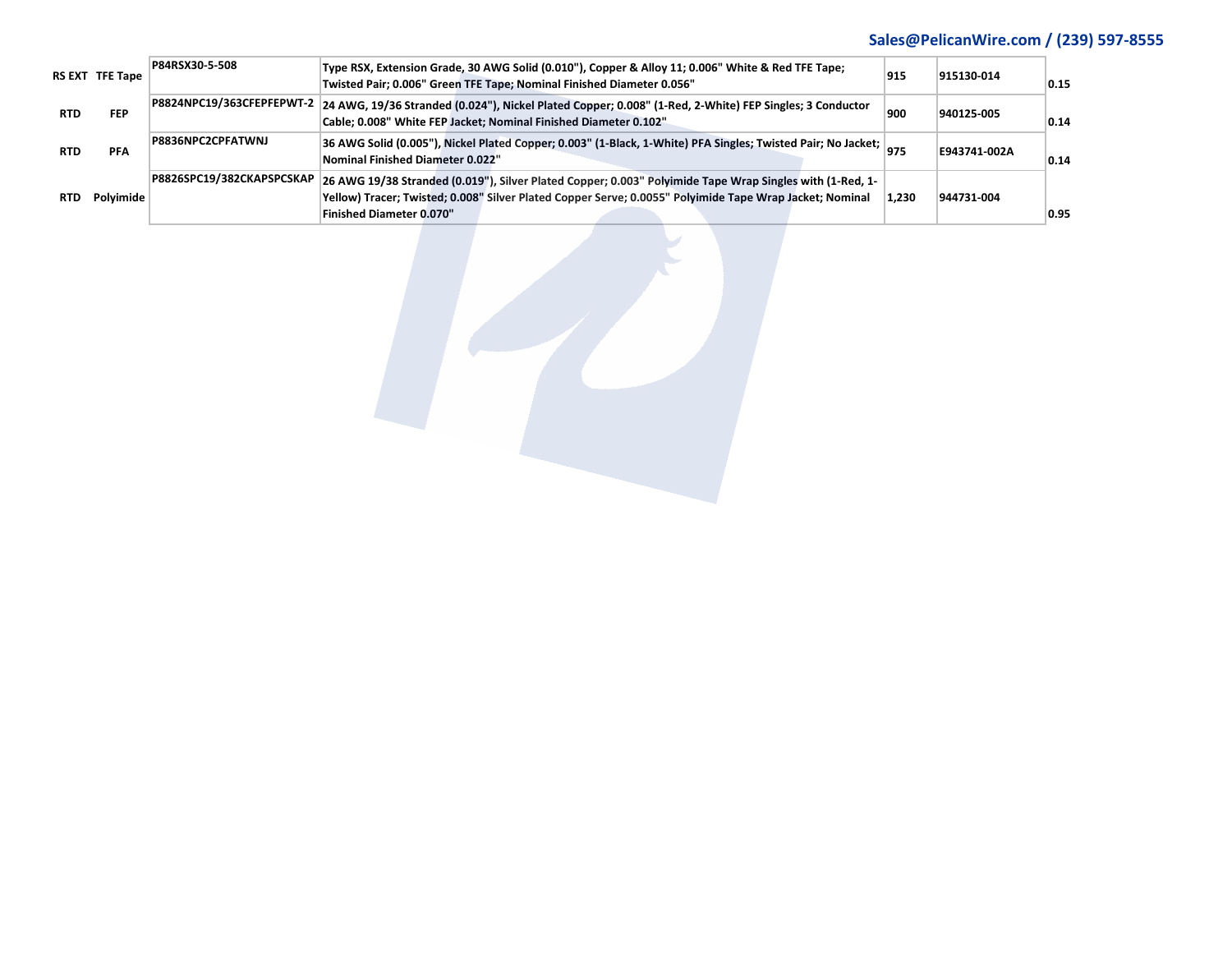| | | | | | | |
|---|---|---|---|---|---|---|
| RS EXT | TFE Tape | P84RSX30-5-508 | Type RSX, Extension Grade, 30 AWG Solid (0.010"), Copper & Alloy 11; 0.006" White & Red TFE Tape; Twisted Pair; 0.006" Green TFE Tape; Nominal Finished Diameter 0.056" | 915 | 915130-014 | 0.15 |
| RTD | FEP | P8824NPC19/363CFEPFEPWT-2 | 24 AWG, 19/36 Stranded (0.024"), Nickel Plated Copper; 0.008" (1-Red, 2-White) FEP Singles; 3 Conductor Cable; 0.008" White FEP Jacket; Nominal Finished Diameter 0.102" | 900 | 940125-005 | 0.14 |
| RTD | PFA | P8836NPC2CPFATWNJ | 36 AWG Solid (0.005"), Nickel Plated Copper; 0.003" (1-Black, 1-White) PFA Singles; Twisted Pair; No Jacket; Nominal Finished Diameter 0.022" | 975 | E943741-002A | 0.14 |
| RTD | Polyimide | P8826SPC19/382CKAPSPCSKAP | 26 AWG 19/38 Stranded (0.019"), Silver Plated Copper; 0.003" Polyimide Tape Wrap Singles with (1-Red, 1-Yellow) Tracer; Twisted; 0.008" Silver Plated Copper Serve; 0.0055" Polyimide Tape Wrap Jacket; Nominal Finished Diameter 0.070" | 1,230 | 944731-004 | 0.95 |